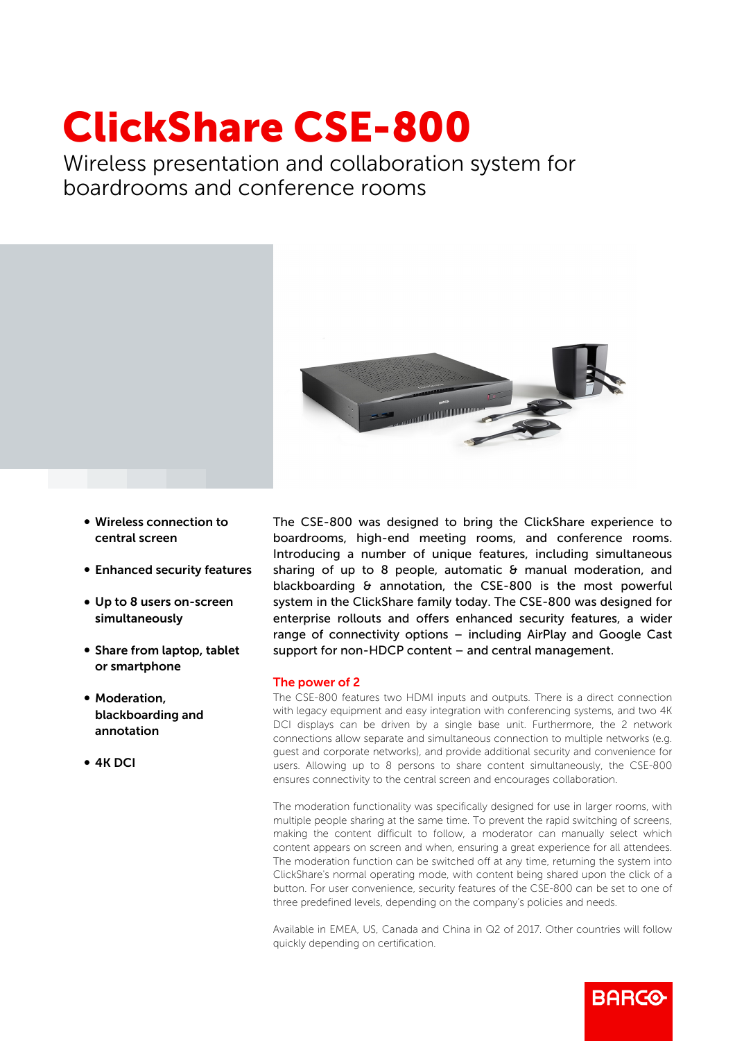# ClickShare CSE-800

Wireless presentation and collaboration system for boardrooms and conference rooms

- **Wireless connection to central screen**
- **Enhanced security features**
- **Up to 8 users on-screen simultaneously**
- **Share from laptop, tablet or smartphone**
- **Moderation, blackboarding and annotation**
- **4K DCI**

The CSE-800 was designed to bring the ClickShare experience to boardrooms, high-end meeting rooms, and conference rooms. Introducing a number of unique features, including simultaneous sharing of up to 8 people, automatic & manual moderation, and blackboarding & annotation, the CSE-800 is the most powerful system in the ClickShare family today. The CSE-800 was designed for enterprise rollouts and offers enhanced security features, a wider range of connectivity options – including AirPlay and Google Cast support for non-HDCP content – and central management.

## The power of 2

The CSE-800 features two HDMI inputs and outputs. There is a direct connection with legacy equipment and easy integration with conferencing systems, and two 4K DCI displays can be driven by a single base unit. Furthermore, the 2 network connections allow separate and simultaneous connection to multiple networks (e.g. guest and corporate networks), and provide additional security and convenience for users. Allowing up to 8 persons to share content simultaneously, the CSE-800 ensures connectivity to the central screen and encourages collaboration.

The moderation functionality was specifically designed for use in larger rooms, with multiple people sharing at the same time. To prevent the rapid switching of screens, making the content difficult to follow, a moderator can manually select which content appears on screen and when, ensuring a great experience for all attendees. The moderation function can be switched off at any time, returning the system into ClickShare's normal operating mode, with content being shared upon the click of a button. For user convenience, security features of the CSE-800 can be set to one of three predefined levels, depending on the company's policies and needs.

Available in EMEA, US, Canada and China in Q2 of 2017. Other countries will follow quickly depending on certification.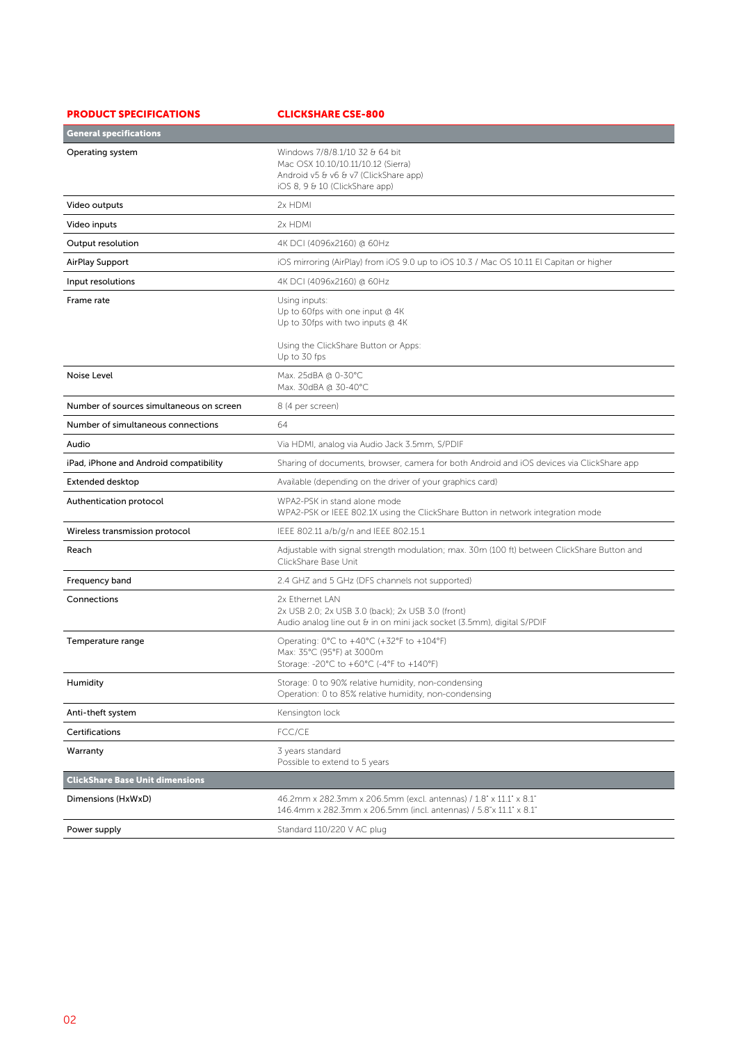| PRODUCT SPECIFICATIONS | CLICKSHARE CSE-800 |
|---|---|
| **General specifications** | |
| Operating system | Windows 7/8/8.1/10 32 & 64 bit<br>Mac OSX 10.10/10.11/10.12 (Sierra)<br>Android v5 & v6 & v7 (ClickShare app)<br>iOS 8, 9 & 10 (ClickShare app) |
| Video outputs | 2x HDMI |
| Video inputs | 2x HDMI |
| Output resolution | 4K DCI (4096x2160) @ 60Hz |
| AirPlay Support | iOS mirroring (AirPlay) from iOS 9.0 up to iOS 10.3 / Mac OS 10.11 El Capitan or higher |
| Input resolutions | 4K DCI (4096x2160) @ 60Hz |
| Frame rate | Using inputs:<br>Up to 60fps with one input @ 4K<br>Up to 30fps with two inputs @ 4K<br><br>Using the ClickShare Button or Apps:<br>Up to 30 fps |
| Noise Level | Max. 25dBA @ 0-30°C<br>Max. 30dBA @ 30-40°C |
| Number of sources simultaneous on screen | 8 (4 per screen) |
| Number of simultaneous connections | 64 |
| Audio | Via HDMI, analog via Audio Jack 3.5mm, S/PDIF |
| iPad, iPhone and Android compatibility | Sharing of documents, browser, camera for both Android and iOS devices via ClickShare app |
| Extended desktop | Available (depending on the driver of your graphics card) |
| Authentication protocol | WPA2-PSK in stand alone mode<br>WPA2-PSK or IEEE 802.1X using the ClickShare Button in network integration mode |
| Wireless transmission protocol | IEEE 802.11 a/b/g/n and IEEE 802.15.1 |
| Reach | Adjustable with signal strength modulation; max. 30m (100 ft) between ClickShare Button and ClickShare Base Unit |
| Frequency band | 2.4 GHZ and 5 GHz (DFS channels not supported) |
| Connections | 2x Ethernet LAN<br>2x USB 2.0; 2x USB 3.0 (back); 2x USB 3.0 (front)<br>Audio analog line out & in on mini jack socket (3.5mm), digital S/PDIF |
| Temperature range | Operating: 0°C to +40°C (+32°F to +104°F)<br>Max: 35°C (95°F) at 3000m<br>Storage: -20°C to +60°C (-4°F to +140°F) |
| Humidity | Storage: 0 to 90% relative humidity, non-condensing<br>Operation: 0 to 85% relative humidity, non-condensing |
| Anti-theft system | Kensington lock |
| Certifications | FCC/CE |
| Warranty | 3 years standard<br>Possible to extend to 5 years |
| **ClickShare Base Unit dimensions** | |
| Dimensions (HxWxD) | 46.2mm x 282.3mm x 206.5mm (excl. antennas) / 1.8" x 11.1" x 8.1"<br>146.4mm x 282.3mm x 206.5mm (incl. antennas) / 5.8"x 11.1" x 8.1" |
| Power supply | Standard 110/220 V AC plug |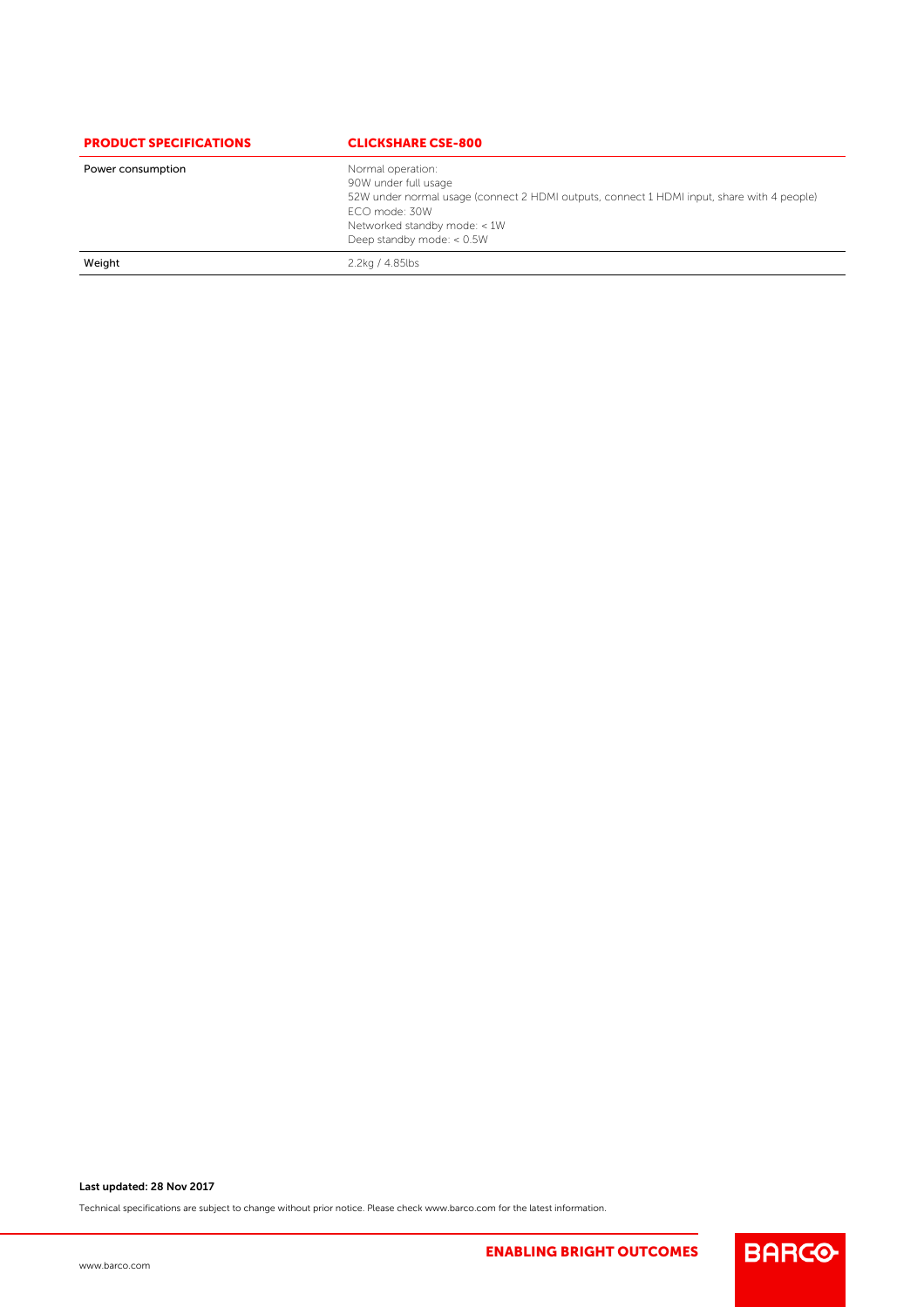| PRODUCT SPECIFICATIONS | CLICKSHARE CSE-800 |
|---|---|
| Power consumption | Normal operation:<br>90W under full usage<br>52W under normal usage (connect 2 HDMI outputs, connect 1 HDMI input, share with 4 people)<br>ECO mode: 30W<br>Networked standby mode: < 1W<br>Deep standby mode: < 0.5W |
| Weight | 2.2kg / 4.85lbs |

**Last updated: 28 Nov 2017**

Technical specifications are subject to change without prior notice. Please check www.barco.com for the latest information.

ENABLING BRIGHT OUTCOMES

www.barco.com